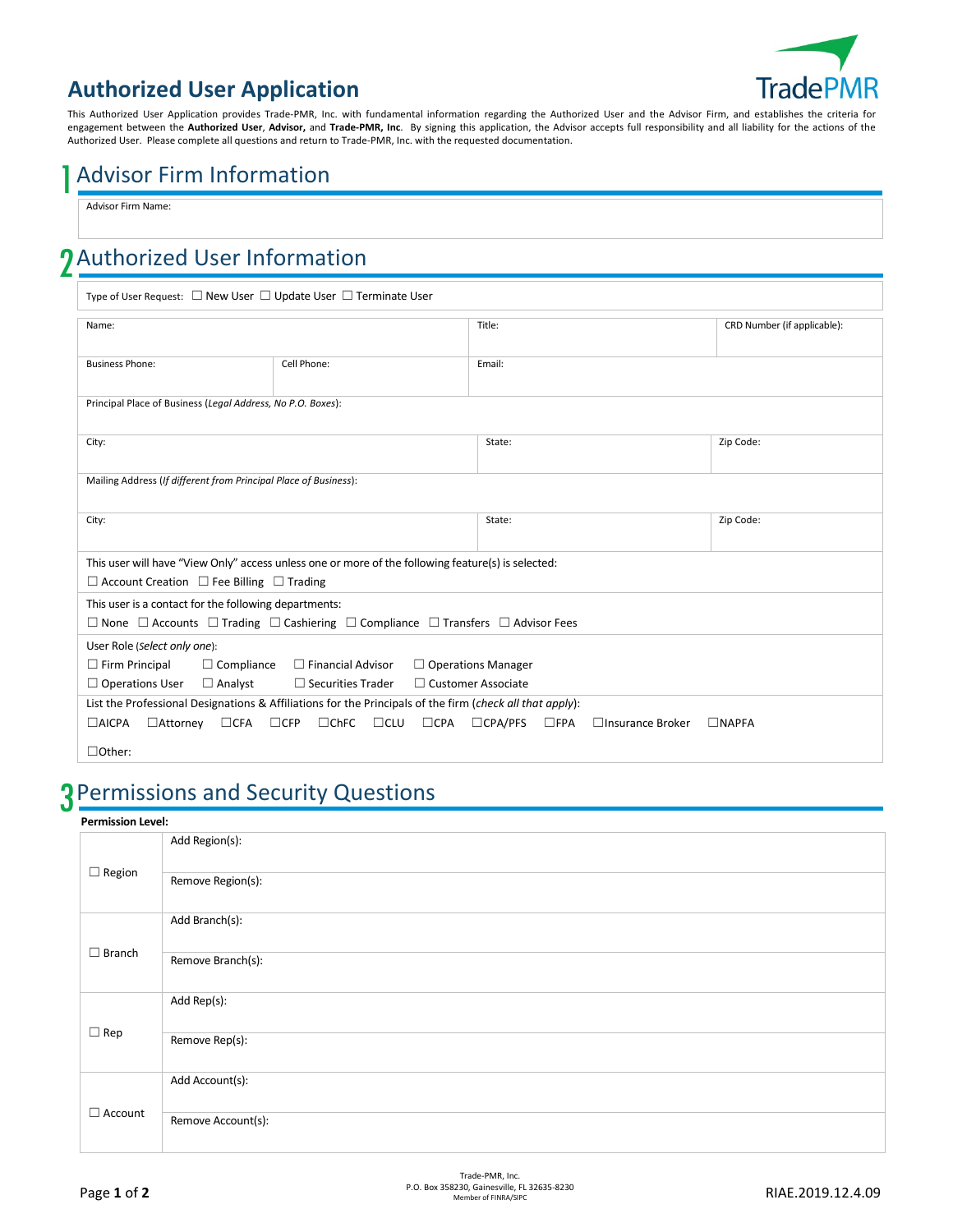# Authorized User Application

This Authorized User Application provides Trade-PMR, Inc. with fundamental information regarding the Authorized User and the Advisor Firm, and establishes the criteria for engagement between the **Authorized User**, **Advisor,** and **Trade-PMR, Inc**. By signing this application, the Advisor accepts full responsibility and all liability for the actions of the Authorized User. Please complete all questions and return to Trade-PMR, Inc. with the requested documentation.

## 1 Advisor Firm Information

| Advisor Firm Name: |
|---|
| |

## 2 Authorized User Information

Type of User Request: ☐ New User ☐ Update User ☐ Terminate User

| Name: | | Title: | CRD Number (if applicable): |
|---|---|---|---|
| Business Phone: | Cell Phone: | Email: | |
| Principal Place of Business (*Legal Address, No P.O. Boxes*): | | | |
| City: | | State: | Zip Code: |
| Mailing Address (*If different from Principal Place of Business*): | | | |
| City: | | State: | Zip Code: |

This user will have "View Only" access unless one or more of the following feature(s) is selected:
☐ Account Creation ☐ Fee Billing ☐ Trading

This user is a contact for the following departments:
☐ None ☐ Accounts ☐ Trading ☐ Cashiering ☐ Compliance ☐ Transfers ☐ Advisor Fees

User Role (*Select only one*):
☐ Firm Principal ☐ Compliance ☐ Financial Advisor ☐ Operations Manager
☐ Operations User ☐ Analyst ☐ Securities Trader ☐ Customer Associate

List the Professional Designations & Affiliations for the Principals of the firm (*check all that apply*):
☐AICPA ☐Attorney ☐CFA ☐CFP ☐ChFC ☐CLU ☐CPA ☐CPA/PFS ☐FPA ☐Insurance Broker ☐NAPFA

☐Other:

## 3 Permissions and Security Questions

**Permission Level:**

| | |
|---|---|
| ☐ Region | Add Region(s): |
| | Remove Region(s): |
| ☐ Branch | Add Branch(s): |
| | Remove Branch(s): |
| ☐ Rep | Add Rep(s): |
| | Remove Rep(s): |
| ☐ Account | Add Account(s): |
| | Remove Account(s): |

Trade-PMR, Inc.
P.O. Box 358230, Gainesville, FL 32635-8230
Member of FINRA/SIPC

RIAE.2019.12.4.09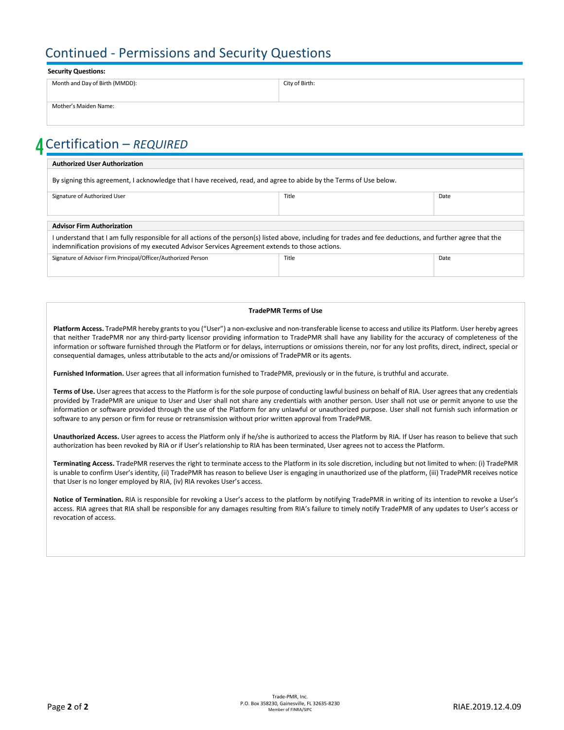# Continued - Permissions and Security Questions

**Security Questions:**

| | |
|---|---|
| Month and Day of Birth (MMDD): | City of Birth: |
| Mother's Maiden Name: | |

# 4 Certification – *REQUIRED*

**Authorized User Authorization**

By signing this agreement, I acknowledge that I have received, read, and agree to abide by the Terms of Use below.

| | | |
|---|---|---|
| Signature of Authorized User | Title | Date |

**Advisor Firm Authorization**

I understand that I am fully responsible for all actions of the person(s) listed above, including for trades and fee deductions, and further agree that the indemnification provisions of my executed Advisor Services Agreement extends to those actions.

| | | |
|---|---|---|
| Signature of Advisor Firm Principal/Officer/Authorized Person | Title | Date |

**TradePMR Terms of Use**

**Platform Access.** TradePMR hereby grants to you ("User") a non-exclusive and non-transferable license to access and utilize its Platform. User hereby agrees that neither TradePMR nor any third-party licensor providing information to TradePMR shall have any liability for the accuracy of completeness of the information or software furnished through the Platform or for delays, interruptions or omissions therein, nor for any lost profits, direct, indirect, special or consequential damages, unless attributable to the acts and/or omissions of TradePMR or its agents.

**Furnished Information.** User agrees that all information furnished to TradePMR, previously or in the future, is truthful and accurate.

**Terms of Use.** User agrees that access to the Platform is for the sole purpose of conducting lawful business on behalf of RIA. User agrees that any credentials provided by TradePMR are unique to User and User shall not share any credentials with another person. User shall not use or permit anyone to use the information or software provided through the use of the Platform for any unlawful or unauthorized purpose. User shall not furnish such information or software to any person or firm for reuse or retransmission without prior written approval from TradePMR.

**Unauthorized Access.** User agrees to access the Platform only if he/she is authorized to access the Platform by RIA. If User has reason to believe that such authorization has been revoked by RIA or if User's relationship to RIA has been terminated, User agrees not to access the Platform.

**Terminating Access.** TradePMR reserves the right to terminate access to the Platform in its sole discretion, including but not limited to when: (i) TradePMR is unable to confirm User's identity, (ii) TradePMR has reason to believe User is engaging in unauthorized use of the platform, (iii) TradePMR receives notice that User is no longer employed by RIA, (iv) RIA revokes User's access.

**Notice of Termination.** RIA is responsible for revoking a User's access to the platform by notifying TradePMR in writing of its intention to revoke a User's access. RIA agrees that RIA shall be responsible for any damages resulting from RIA's failure to timely notify TradePMR of any updates to User's access or revocation of access.

Trade-PMR, Inc.
P.O. Box 358230, Gainesville, FL 32635-8230
Member of FINRA/SIPC

RIAE.2019.12.4.09